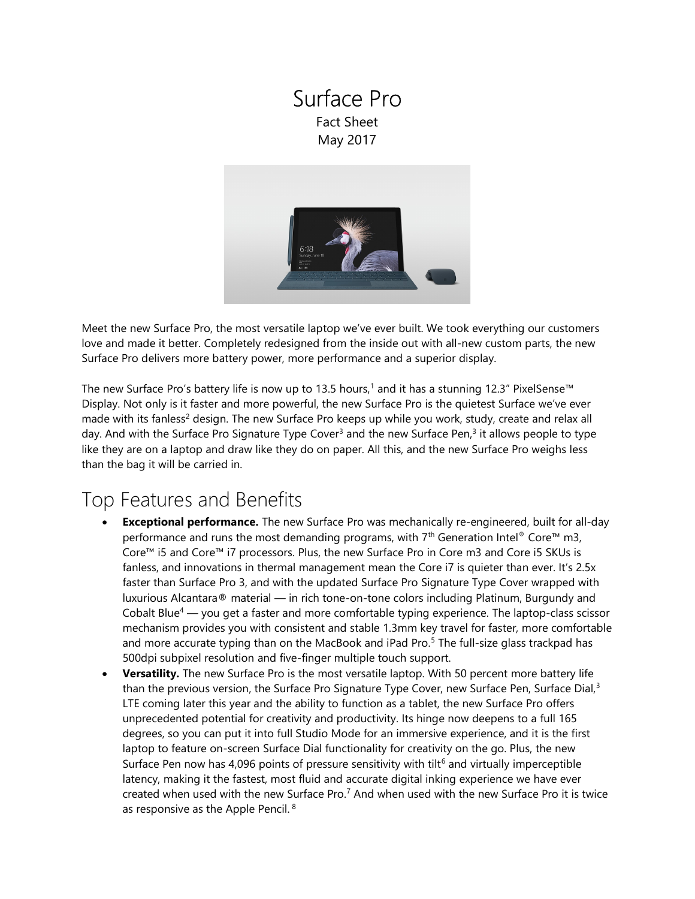# Surface Pro

Fact Sheet
May 2017

Meet the new Surface Pro, the most versatile laptop we've ever built. We took everything our customers love and made it better. Completely redesigned from the inside out with all-new custom parts, the new Surface Pro delivers more battery power, more performance and a superior display.

The new Surface Pro's battery life is now up to 13.5 hours,[1] and it has a stunning 12.3" PixelSense™ Display. Not only is it faster and more powerful, the new Surface Pro is the quietest Surface we've ever made with its fanless[2] design. The new Surface Pro keeps up while you work, study, create and relax all day. And with the Surface Pro Signature Type Cover[3] and the new Surface Pen,[3] it allows people to type like they are on a laptop and draw like they do on paper. All this, and the new Surface Pro weighs less than the bag it will be carried in.

## Top Features and Benefits

- **Exceptional performance.** The new Surface Pro was mechanically re-engineered, built for all-day performance and runs the most demanding programs, with 7th Generation Intel® Core™ m3, Core™ i5 and Core™ i7 processors. Plus, the new Surface Pro in Core m3 and Core i5 SKUs is fanless, and innovations in thermal management mean the Core i7 is quieter than ever. It's 2.5x faster than Surface Pro 3, and with the updated Surface Pro Signature Type Cover wrapped with luxurious Alcantara® material — in rich tone-on-tone colors including Platinum, Burgundy and Cobalt Blue[4] — you get a faster and more comfortable typing experience. The laptop-class scissor mechanism provides you with consistent and stable 1.3mm key travel for faster, more comfortable and more accurate typing than on the MacBook and iPad Pro.[5] The full-size glass trackpad has 500dpi subpixel resolution and five-finger multiple touch support.
- **Versatility.** The new Surface Pro is the most versatile laptop. With 50 percent more battery life than the previous version, the Surface Pro Signature Type Cover, new Surface Pen, Surface Dial,[3] LTE coming later this year and the ability to function as a tablet, the new Surface Pro offers unprecedented potential for creativity and productivity. Its hinge now deepens to a full 165 degrees, so you can put it into full Studio Mode for an immersive experience, and it is the first laptop to feature on-screen Surface Dial functionality for creativity on the go. Plus, the new Surface Pen now has 4,096 points of pressure sensitivity with tilt[6] and virtually imperceptible latency, making it the fastest, most fluid and accurate digital inking experience we have ever created when used with the new Surface Pro.[7] And when used with the new Surface Pro it is twice as responsive as the Apple Pencil.[8]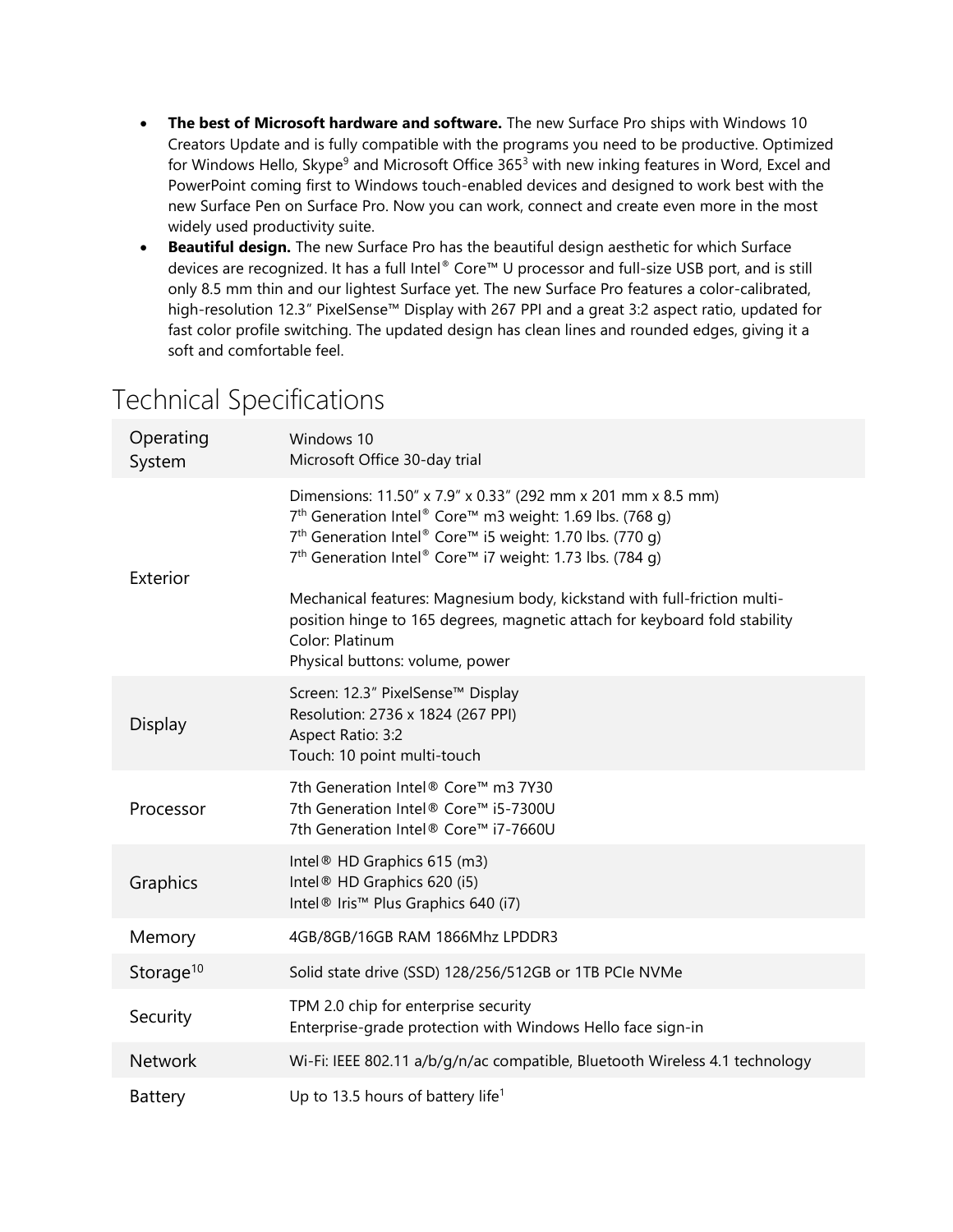- **The best of Microsoft hardware and software.** The new Surface Pro ships with Windows 10 Creators Update and is fully compatible with the programs you need to be productive. Optimized for Windows Hello, Skype[9] and Microsoft Office 365[3] with new inking features in Word, Excel and PowerPoint coming first to Windows touch-enabled devices and designed to work best with the new Surface Pen on Surface Pro. Now you can work, connect and create even more in the most widely used productivity suite.
- **Beautiful design.** The new Surface Pro has the beautiful design aesthetic for which Surface devices are recognized. It has a full Intel® Core™ U processor and full-size USB port, and is still only 8.5 mm thin and our lightest Surface yet. The new Surface Pro features a color-calibrated, high-resolution 12.3" PixelSense™ Display with 267 PPI and a great 3:2 aspect ratio, updated for fast color profile switching. The updated design has clean lines and rounded edges, giving it a soft and comfortable feel.

# Technical Specifications

| | |
|---|---|
| Operating System | Windows 10<br>Microsoft Office 30-day trial |
| Exterior | Dimensions: 11.50" x 7.9" x 0.33" (292 mm x 201 mm x 8.5 mm)<br>7th Generation Intel® Core™ m3 weight: 1.69 lbs. (768 g)<br>7th Generation Intel® Core™ i5 weight: 1.70 lbs. (770 g)<br>7th Generation Intel® Core™ i7 weight: 1.73 lbs. (784 g)<br><br>Mechanical features: Magnesium body, kickstand with full-friction multi-position hinge to 165 degrees, magnetic attach for keyboard fold stability<br>Color: Platinum<br>Physical buttons: volume, power |
| Display | Screen: 12.3" PixelSense™ Display<br>Resolution: 2736 x 1824 (267 PPI)<br>Aspect Ratio: 3:2<br>Touch: 10 point multi-touch |
| Processor | 7th Generation Intel® Core™ m3 7Y30<br>7th Generation Intel® Core™ i5-7300U<br>7th Generation Intel® Core™ i7-7660U |
| Graphics | Intel® HD Graphics 615 (m3)<br>Intel® HD Graphics 620 (i5)<br>Intel® Iris™ Plus Graphics 640 (i7) |
| Memory | 4GB/8GB/16GB RAM 1866Mhz LPDDR3 |
| Storage[10] | Solid state drive (SSD) 128/256/512GB or 1TB PCIe NVMe |
| Security | TPM 2.0 chip for enterprise security<br>Enterprise-grade protection with Windows Hello face sign-in |
| Network | Wi-Fi: IEEE 802.11 a/b/g/n/ac compatible, Bluetooth Wireless 4.1 technology |
| Battery | Up to 13.5 hours of battery life[1] |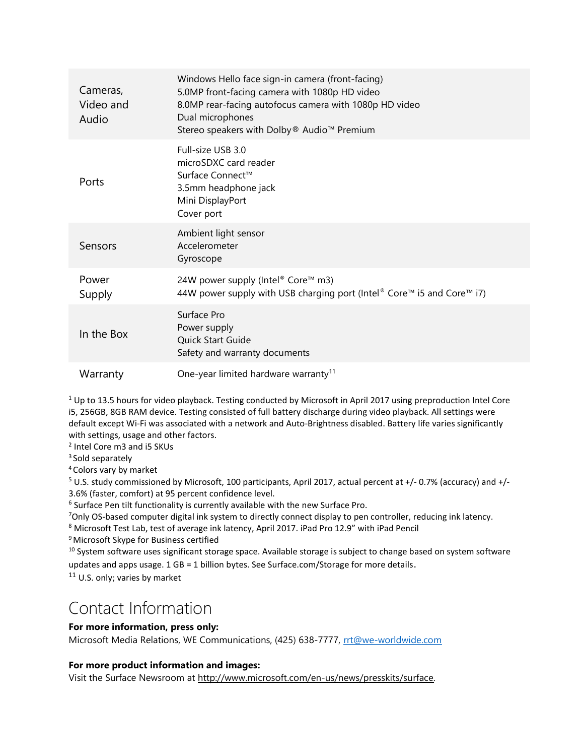| | |
|---|---|
| Cameras, Video and Audio | Windows Hello face sign-in camera (front-facing)<br>5.0MP front-facing camera with 1080p HD video<br>8.0MP rear-facing autofocus camera with 1080p HD video<br>Dual microphones<br>Stereo speakers with Dolby® Audio™ Premium |
| Ports | Full-size USB 3.0<br>microSDXC card reader<br>Surface Connect™<br>3.5mm headphone jack<br>Mini DisplayPort<br>Cover port |
| Sensors | Ambient light sensor<br>Accelerometer<br>Gyroscope |
| Power Supply | 24W power supply (Intel® Core™ m3)<br>44W power supply with USB charging port (Intel® Core™ i5 and Core™ i7) |
| In the Box | Surface Pro<br>Power supply<br>Quick Start Guide<br>Safety and warranty documents |
| Warranty | One-year limited hardware warranty[11] |

[1] Up to 13.5 hours for video playback. Testing conducted by Microsoft in April 2017 using preproduction Intel Core i5, 256GB, 8GB RAM device. Testing consisted of full battery discharge during video playback. All settings were default except Wi-Fi was associated with a network and Auto-Brightness disabled. Battery life varies significantly with settings, usage and other factors.
[2] Intel Core m3 and i5 SKUs
[3] Sold separately
[4] Colors vary by market
[5] U.S. study commissioned by Microsoft, 100 participants, April 2017, actual percent at +/- 0.7% (accuracy) and +/- 3.6% (faster, comfort) at 95 percent confidence level.
[6] Surface Pen tilt functionality is currently available with the new Surface Pro.
[7] Only OS-based computer digital ink system to directly connect display to pen controller, reducing ink latency.
[8] Microsoft Test Lab, test of average ink latency, April 2017. iPad Pro 12.9" with iPad Pencil
[9] Microsoft Skype for Business certified
[10] System software uses significant storage space. Available storage is subject to change based on system software updates and apps usage. 1 GB = 1 billion bytes. See Surface.com/Storage for more details.
[11] U.S. only; varies by market

# Contact Information

**For more information, press only:**
Microsoft Media Relations, WE Communications, (425) 638-7777, rrt@we-worldwide.com

**For more product information and images:**
Visit the Surface Newsroom at http://www.microsoft.com/en-us/news/presskits/surface.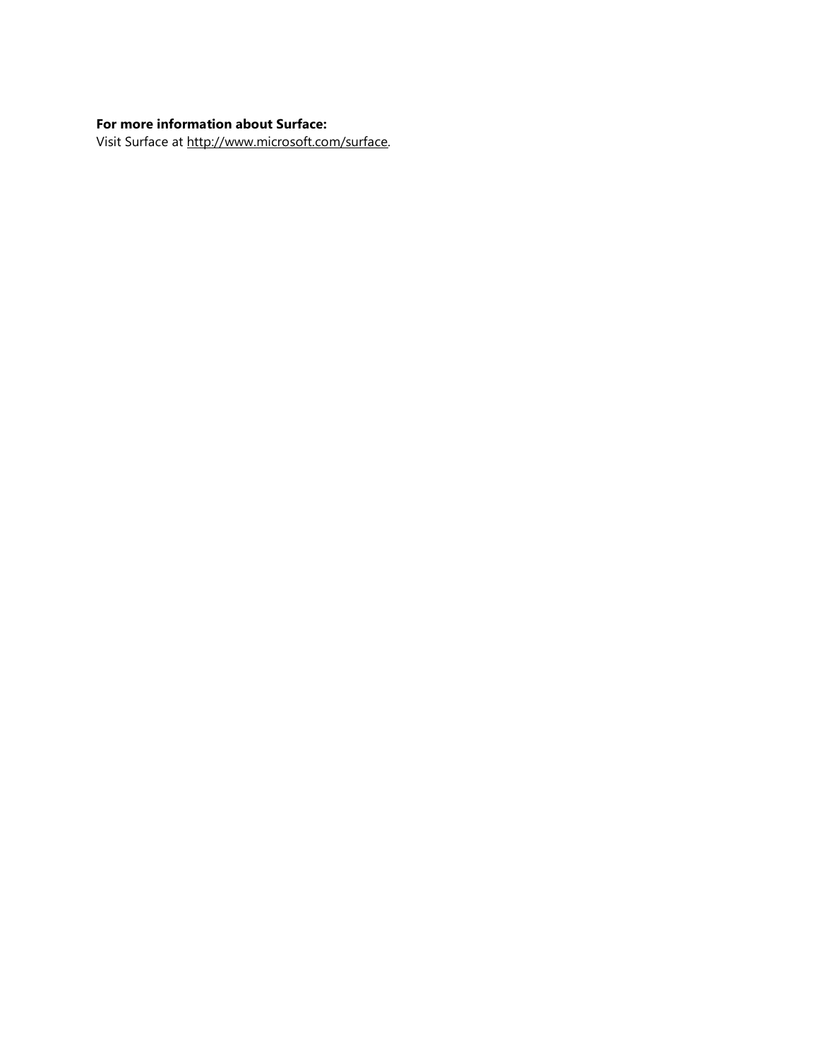**For more information about Surface:**
Visit Surface at http://www.microsoft.com/surface.